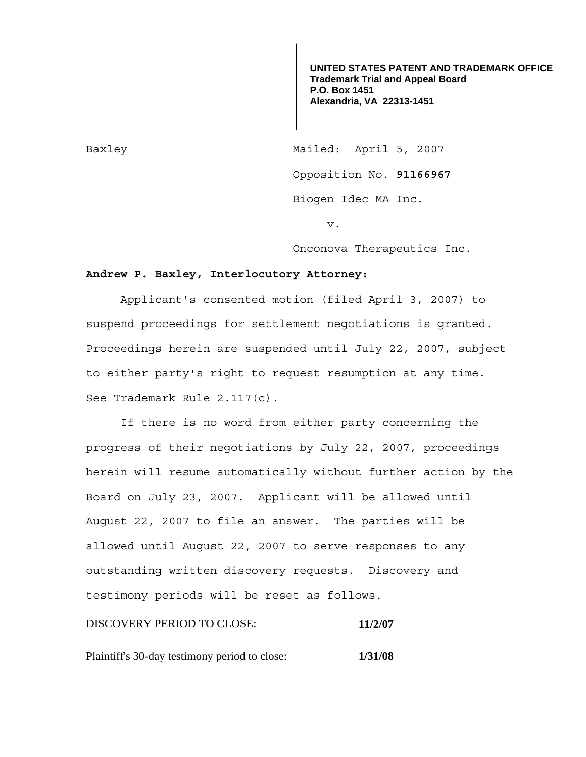**UNITED STATES PATENT AND TRADEMARK OFFICE**
**Trademark Trial and Appeal Board**
**P.O. Box 1451**
**Alexandria, VA 22313-1451**

Baxley

Mailed: April 5, 2007

Opposition No. **91166967**

Biogen Idec MA Inc.

v.

Onconova Therapeutics Inc.

**Andrew P. Baxley, Interlocutory Attorney:**

Applicant's consented motion (filed April 3, 2007) to suspend proceedings for settlement negotiations is granted. Proceedings herein are suspended until July 22, 2007, subject to either party's right to request resumption at any time. See Trademark Rule 2.117(c).

If there is no word from either party concerning the progress of their negotiations by July 22, 2007, proceedings herein will resume automatically without further action by the Board on July 23, 2007. Applicant will be allowed until August 22, 2007 to file an answer. The parties will be allowed until August 22, 2007 to serve responses to any outstanding written discovery requests. Discovery and testimony periods will be reset as follows.

| | |
|---|---|
| DISCOVERY PERIOD TO CLOSE: | **11/2/07** |
| Plaintiff's 30-day testimony period to close: | **1/31/08** |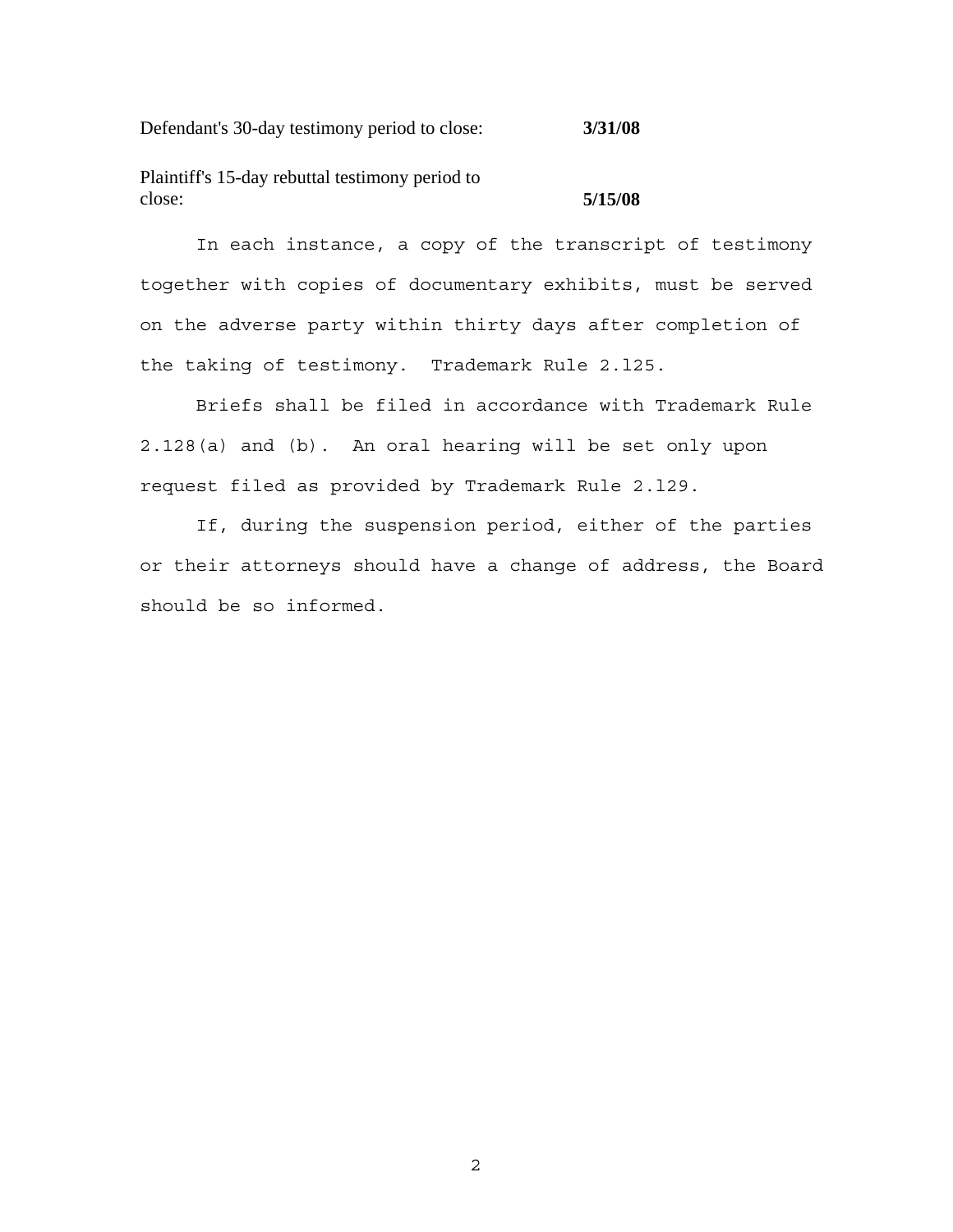| | |
|---|---|
| Defendant's 30-day testimony period to close: | **3/31/08** |
| Plaintiff's 15-day rebuttal testimony period to close: | **5/15/08** |

In each instance, a copy of the transcript of testimony together with copies of documentary exhibits, must be served on the adverse party within thirty days after completion of the taking of testimony. Trademark Rule 2.l25.

Briefs shall be filed in accordance with Trademark Rule 2.128(a) and (b). An oral hearing will be set only upon request filed as provided by Trademark Rule 2.l29.

If, during the suspension period, either of the parties or their attorneys should have a change of address, the Board should be so informed.